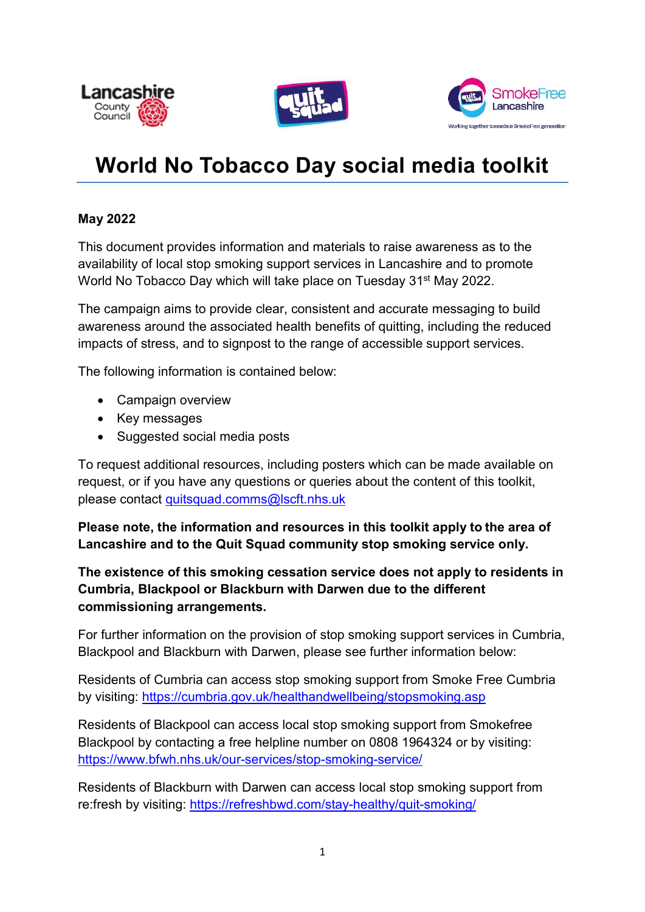# World No Tobacco Day social media toolkit

**May 2022**

This document provides information and materials to raise awareness as to the availability of local stop smoking support services in Lancashire and to promote World No Tobacco Day which will take place on Tuesday 31st May 2022.

The campaign aims to provide clear, consistent and accurate messaging to build awareness around the associated health benefits of quitting, including the reduced impacts of stress, and to signpost to the range of accessible support services.

The following information is contained below:

- Campaign overview
- Key messages
- Suggested social media posts

To request additional resources, including posters which can be made available on request, or if you have any questions or queries about the content of this toolkit, please contact quitsquad.comms@lscft.nhs.uk

**Please note, the information and resources in this toolkit apply to the area of Lancashire and to the Quit Squad community stop smoking service only.**

**The existence of this smoking cessation service does not apply to residents in Cumbria, Blackpool or Blackburn with Darwen due to the different commissioning arrangements.**

For further information on the provision of stop smoking support services in Cumbria, Blackpool and Blackburn with Darwen, please see further information below:

Residents of Cumbria can access stop smoking support from Smoke Free Cumbria by visiting: https://cumbria.gov.uk/healthandwellbeing/stopsmoking.asp

Residents of Blackpool can access local stop smoking support from Smokefree Blackpool by contacting a free helpline number on 0808 1964324 or by visiting: https://www.bfwh.nhs.uk/our-services/stop-smoking-service/

Residents of Blackburn with Darwen can access local stop smoking support from re:fresh by visiting: https://refreshbwd.com/stay-healthy/quit-smoking/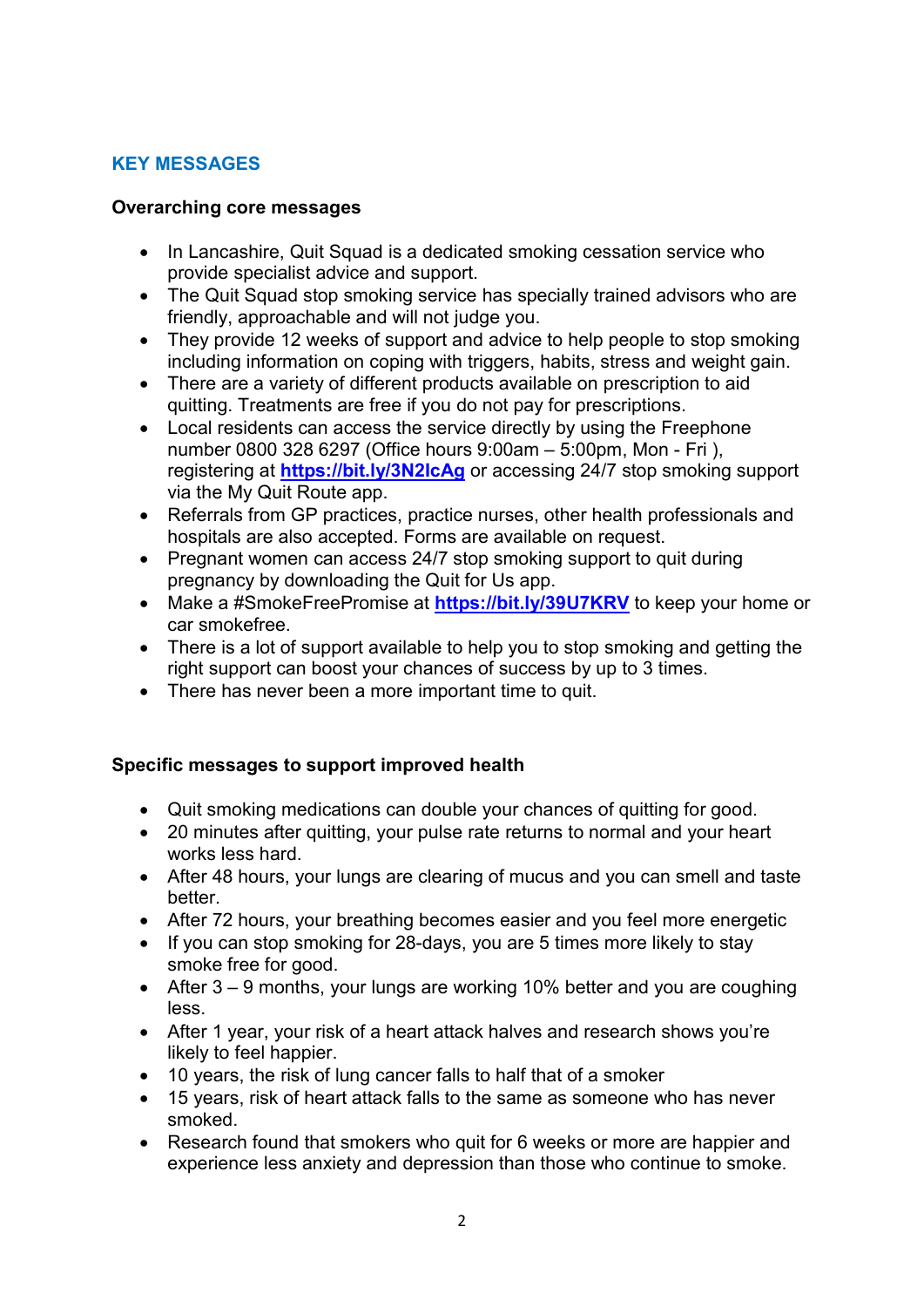## KEY MESSAGES

### Overarching core messages

- In Lancashire, Quit Squad is a dedicated smoking cessation service who provide specialist advice and support.
- The Quit Squad stop smoking service has specially trained advisors who are friendly, approachable and will not judge you.
- They provide 12 weeks of support and advice to help people to stop smoking including information on coping with triggers, habits, stress and weight gain.
- There are a variety of different products available on prescription to aid quitting. Treatments are free if you do not pay for prescriptions.
- Local residents can access the service directly by using the Freephone number 0800 328 6297 (Office hours 9:00am – 5:00pm, Mon - Fri ), registering at **https://bit.ly/3N2lcAg** or accessing 24/7 stop smoking support via the My Quit Route app.
- Referrals from GP practices, practice nurses, other health professionals and hospitals are also accepted. Forms are available on request.
- Pregnant women can access 24/7 stop smoking support to quit during pregnancy by downloading the Quit for Us app.
- Make a #SmokeFreePromise at **https://bit.ly/39U7KRV** to keep your home or car smokefree.
- There is a lot of support available to help you to stop smoking and getting the right support can boost your chances of success by up to 3 times.
- There has never been a more important time to quit.

### Specific messages to support improved health

- Quit smoking medications can double your chances of quitting for good.
- 20 minutes after quitting, your pulse rate returns to normal and your heart works less hard.
- After 48 hours, your lungs are clearing of mucus and you can smell and taste better.
- After 72 hours, your breathing becomes easier and you feel more energetic
- If you can stop smoking for 28-days, you are 5 times more likely to stay smoke free for good.
- After 3 – 9 months, your lungs are working 10% better and you are coughing less.
- After 1 year, your risk of a heart attack halves and research shows you're likely to feel happier.
- 10 years, the risk of lung cancer falls to half that of a smoker
- 15 years, risk of heart attack falls to the same as someone who has never smoked.
- Research found that smokers who quit for 6 weeks or more are happier and experience less anxiety and depression than those who continue to smoke.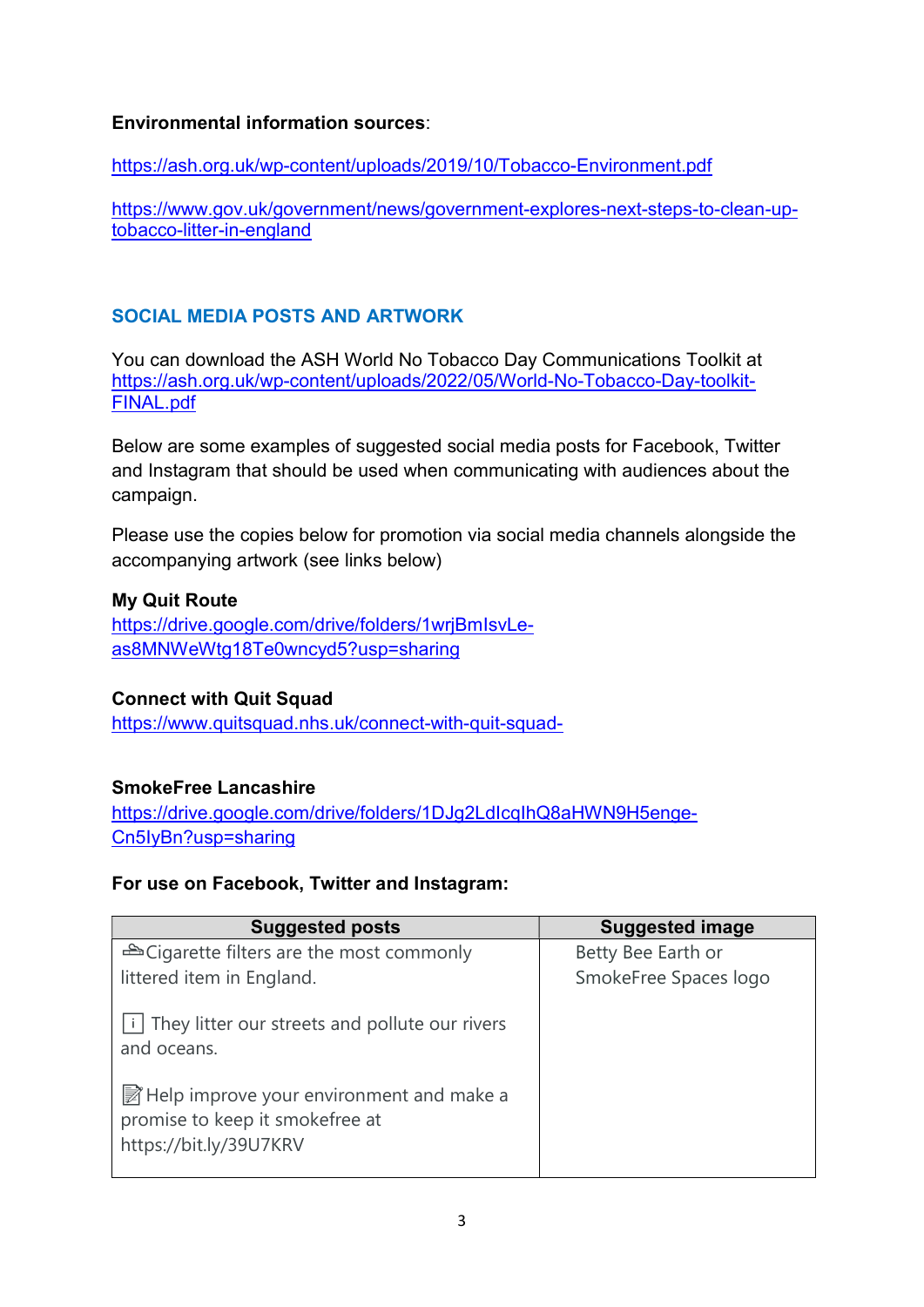**Environmental information sources**:

https://ash.org.uk/wp-content/uploads/2019/10/Tobacco-Environment.pdf

https://www.gov.uk/government/news/government-explores-next-steps-to-clean-up-tobacco-litter-in-england

## SOCIAL MEDIA POSTS AND ARTWORK

You can download the ASH World No Tobacco Day Communications Toolkit at https://ash.org.uk/wp-content/uploads/2022/05/World-No-Tobacco-Day-toolkit-FINAL.pdf

Below are some examples of suggested social media posts for Facebook, Twitter and Instagram that should be used when communicating with audiences about the campaign.

Please use the copies below for promotion via social media channels alongside the accompanying artwork (see links below)

**My Quit Route**
https://drive.google.com/drive/folders/1wrjBmIsvLe-as8MNWeWtg18Te0wncyd5?usp=sharing

**Connect with Quit Squad**
https://www.quitsquad.nhs.uk/connect-with-quit-squad-

**SmokeFree Lancashire**
https://drive.google.com/drive/folders/1DJg2LdIcqlhQ8aHWN9H5enge-Cn5IyBn?usp=sharing

**For use on Facebook, Twitter and Instagram:**

| Suggested posts | Suggested image |
| --- | --- |
| 🚬Cigarette filters are the most commonly littered item in England.<br><br>ℹ️ They litter our streets and pollute our rivers and oceans.<br><br>📝Help improve your environment and make a promise to keep it smokefree at https://bit.ly/39U7KRV | Betty Bee Earth or SmokeFree Spaces logo |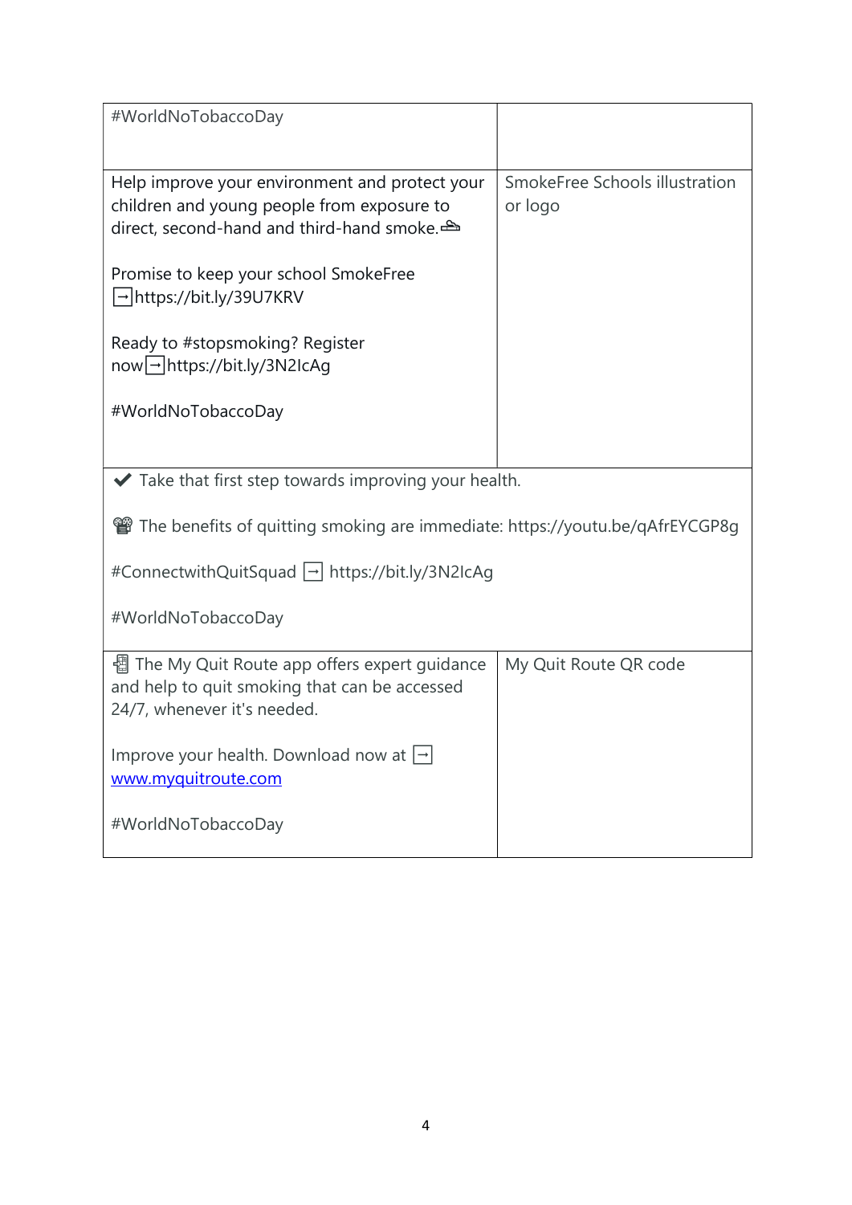| #WorldNoTobaccoDay | |
|---|---|
| Help improve your environment and protect your children and young people from exposure to direct, second-hand and third-hand smoke.🚭<br><br>Promise to keep your school SmokeFree ➡️https://bit.ly/39U7KRV<br><br>Ready to #stopsmoking? Register now➡️https://bit.ly/3N2IcAg<br><br>#WorldNoTobaccoDay | SmokeFree Schools illustration or logo |
| ✔️ Take that first step towards improving your health.<br><br>📽️ The benefits of quitting smoking are immediate: https://youtu.be/qAfrEYCGP8g<br><br>#ConnectwithQuitSquad ➡️ https://bit.ly/3N2IcAg<br><br>#WorldNoTobaccoDay | |
| 📲 The My Quit Route app offers expert guidance and help to quit smoking that can be accessed 24/7, whenever it's needed.<br><br>Improve your health. Download now at ➡️ www.myquitroute.com<br><br>#WorldNoTobaccoDay | My Quit Route QR code |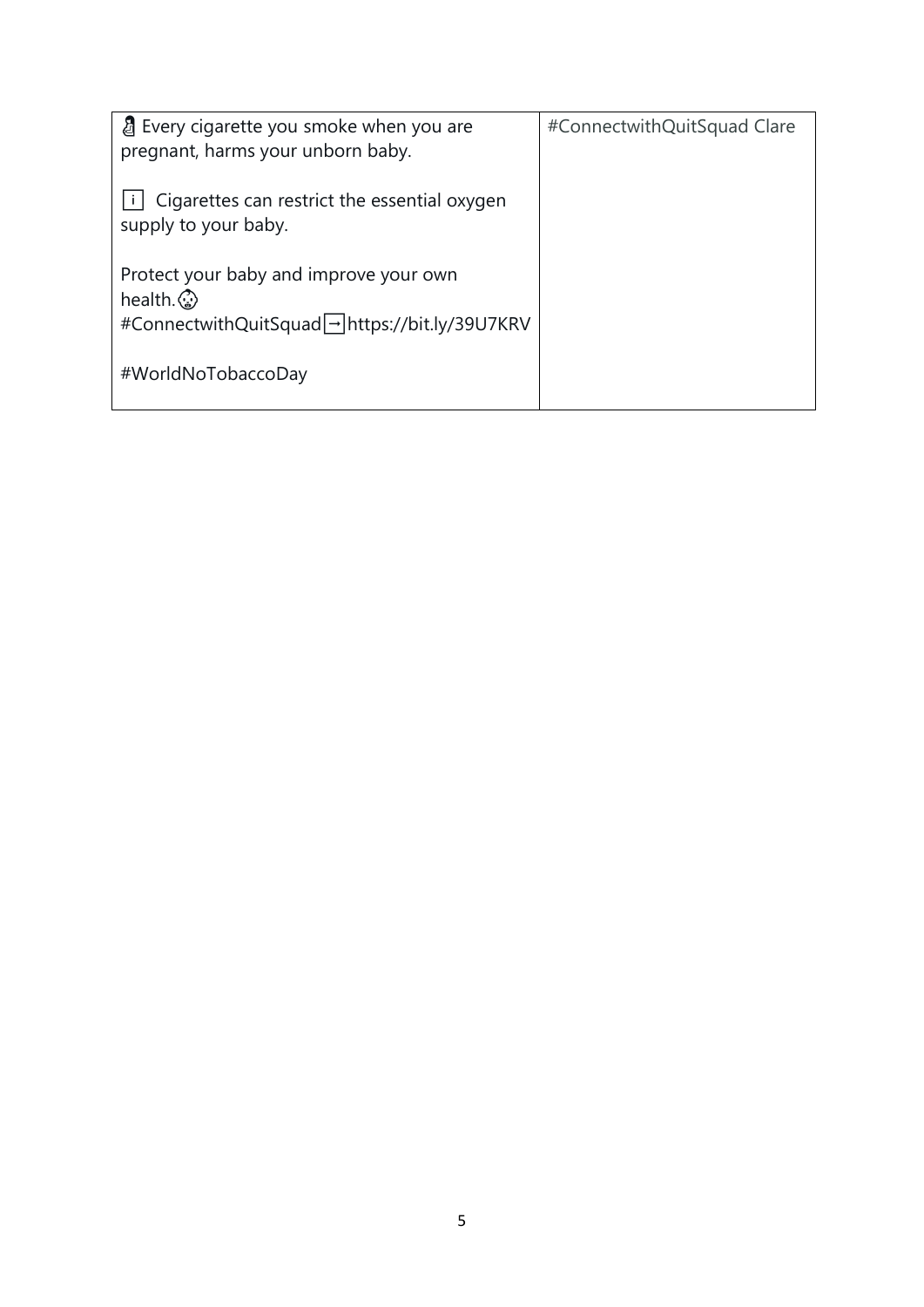| | |
|---|---|
| 🤰 Every cigarette you smoke when you are pregnant, harms your unborn baby.<br><br>ℹ️ Cigarettes can restrict the essential oxygen supply to your baby.<br><br>Protect your baby and improve your own health.👶<br>#ConnectwithQuitSquad ➡️ https://bit.ly/39U7KRV<br><br>#WorldNoTobaccoDay | #ConnectwithQuitSquad Clare |